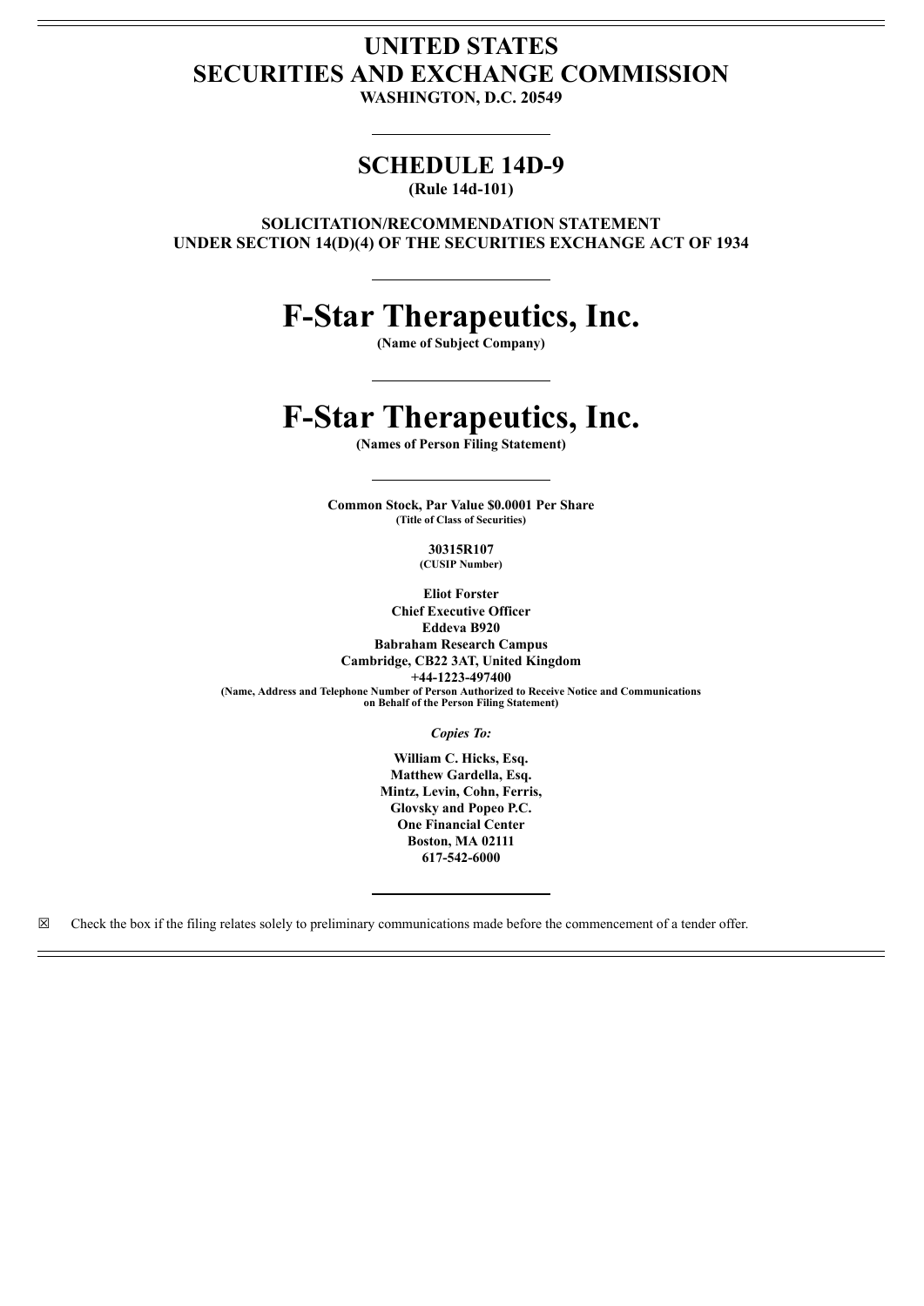# UNITED STATES
# SECURITIES AND EXCHANGE COMMISSION

**WASHINGTON, D.C. 20549**

---

## SCHEDULE 14D-9

**(Rule 14d-101)**

**SOLICITATION/RECOMMENDATION STATEMENT UNDER SECTION 14(D)(4) OF THE SECURITIES EXCHANGE ACT OF 1934**

---

# F-Star Therapeutics, Inc.

**(Name of Subject Company)**

---

# F-Star Therapeutics, Inc.

**(Names of Person Filing Statement)**

---

**Common Stock, Par Value $0.0001 Per Share**
**(Title of Class of Securities)**

**30315R107**
**(CUSIP Number)**

**Eliot Forster**
**Chief Executive Officer**
**Eddeva B920**
**Babraham Research Campus**
**Cambridge, CB22 3AT, United Kingdom**
**+44-1223-497400**
**(Name, Address and Telephone Number of Person Authorized to Receive Notice and Communications on Behalf of the Person Filing Statement)**

*Copies To:*

**William C. Hicks, Esq.**
**Matthew Gardella, Esq.**
**Mintz, Levin, Cohn, Ferris,**
**Glovsky and Popeo P.C.**
**One Financial Center**
**Boston, MA 02111**
**617-542-6000**

---

☒ Check the box if the filing relates solely to preliminary communications made before the commencement of a tender offer.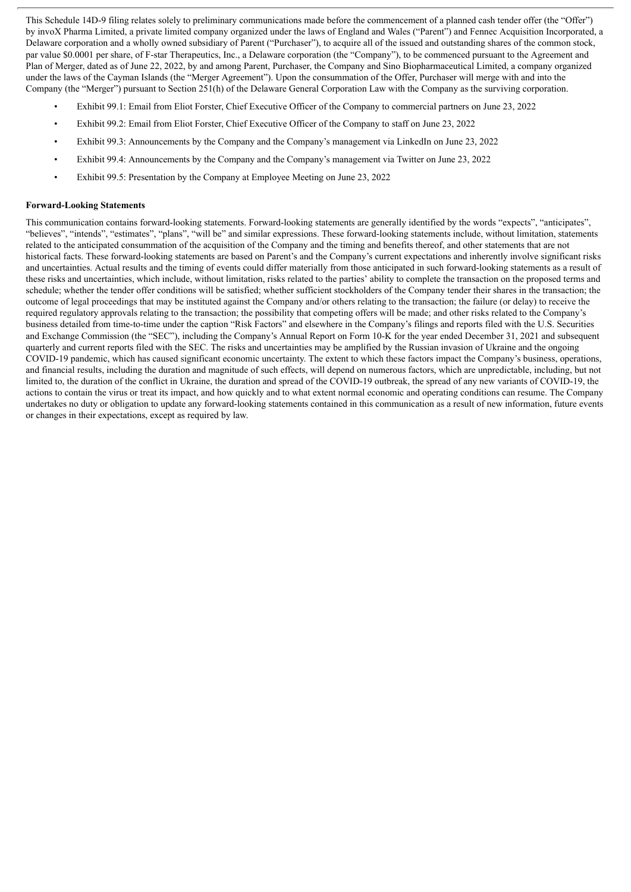This Schedule 14D-9 filing relates solely to preliminary communications made before the commencement of a planned cash tender offer (the "Offer") by invoX Pharma Limited, a private limited company organized under the laws of England and Wales ("Parent") and Fennec Acquisition Incorporated, a Delaware corporation and a wholly owned subsidiary of Parent ("Purchaser"), to acquire all of the issued and outstanding shares of the common stock, par value $0.0001 per share, of F-star Therapeutics, Inc., a Delaware corporation (the "Company"), to be commenced pursuant to the Agreement and Plan of Merger, dated as of June 22, 2022, by and among Parent, Purchaser, the Company and Sino Biopharmaceutical Limited, a company organized under the laws of the Cayman Islands (the "Merger Agreement"). Upon the consummation of the Offer, Purchaser will merge with and into the Company (the "Merger") pursuant to Section 251(h) of the Delaware General Corporation Law with the Company as the surviving corporation.

- Exhibit 99.1: Email from Eliot Forster, Chief Executive Officer of the Company to commercial partners on June 23, 2022
- Exhibit 99.2: Email from Eliot Forster, Chief Executive Officer of the Company to staff on June 23, 2022
- Exhibit 99.3: Announcements by the Company and the Company's management via LinkedIn on June 23, 2022
- Exhibit 99.4: Announcements by the Company and the Company's management via Twitter on June 23, 2022
- Exhibit 99.5: Presentation by the Company at Employee Meeting on June 23, 2022

**Forward-Looking Statements**

This communication contains forward-looking statements. Forward-looking statements are generally identified by the words "expects", "anticipates", "believes", "intends", "estimates", "plans", "will be" and similar expressions. These forward-looking statements include, without limitation, statements related to the anticipated consummation of the acquisition of the Company and the timing and benefits thereof, and other statements that are not historical facts. These forward-looking statements are based on Parent's and the Company's current expectations and inherently involve significant risks and uncertainties. Actual results and the timing of events could differ materially from those anticipated in such forward-looking statements as a result of these risks and uncertainties, which include, without limitation, risks related to the parties' ability to complete the transaction on the proposed terms and schedule; whether the tender offer conditions will be satisfied; whether sufficient stockholders of the Company tender their shares in the transaction; the outcome of legal proceedings that may be instituted against the Company and/or others relating to the transaction; the failure (or delay) to receive the required regulatory approvals relating to the transaction; the possibility that competing offers will be made; and other risks related to the Company's business detailed from time-to-time under the caption "Risk Factors" and elsewhere in the Company's filings and reports filed with the U.S. Securities and Exchange Commission (the "SEC"), including the Company's Annual Report on Form 10-K for the year ended December 31, 2021 and subsequent quarterly and current reports filed with the SEC. The risks and uncertainties may be amplified by the Russian invasion of Ukraine and the ongoing COVID-19 pandemic, which has caused significant economic uncertainty. The extent to which these factors impact the Company's business, operations, and financial results, including the duration and magnitude of such effects, will depend on numerous factors, which are unpredictable, including, but not limited to, the duration of the conflict in Ukraine, the duration and spread of the COVID-19 outbreak, the spread of any new variants of COVID-19, the actions to contain the virus or treat its impact, and how quickly and to what extent normal economic and operating conditions can resume. The Company undertakes no duty or obligation to update any forward-looking statements contained in this communication as a result of new information, future events or changes in their expectations, except as required by law.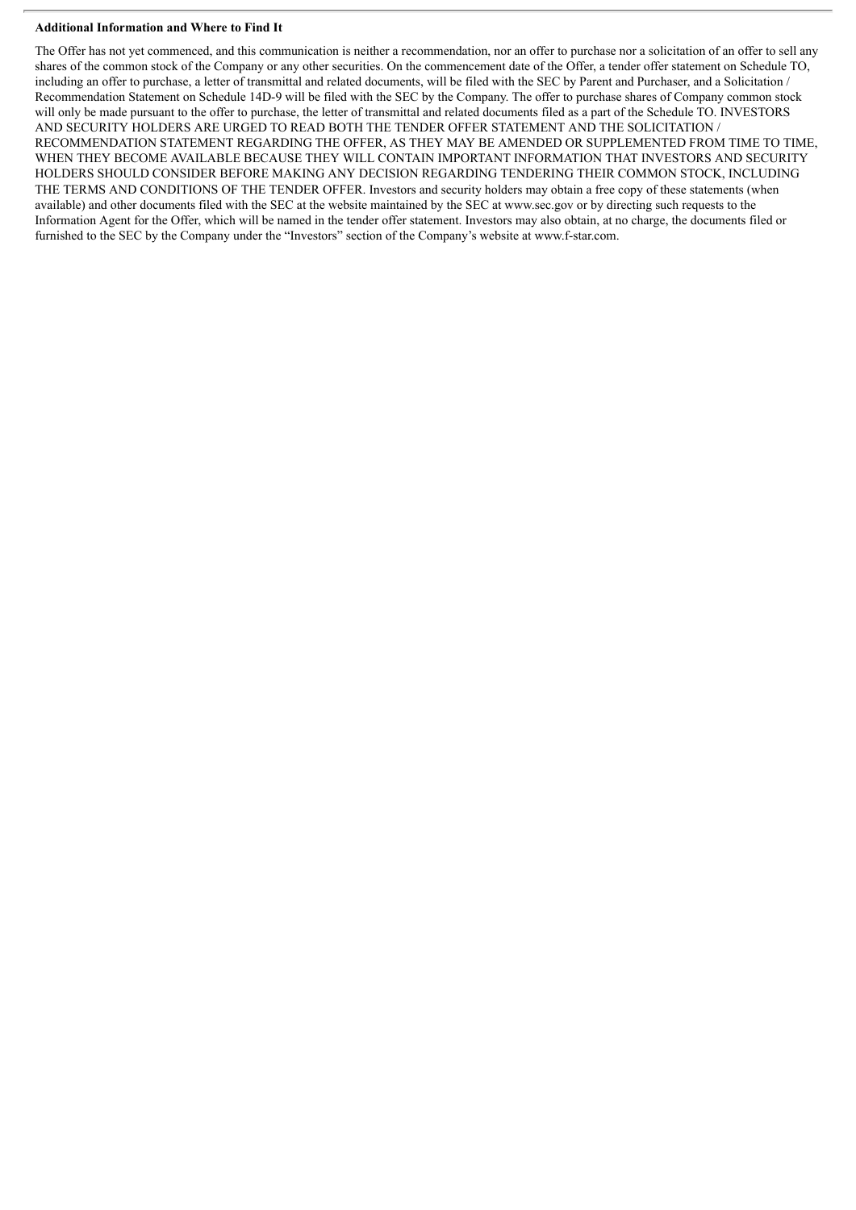**Additional Information and Where to Find It**

The Offer has not yet commenced, and this communication is neither a recommendation, nor an offer to purchase nor a solicitation of an offer to sell any shares of the common stock of the Company or any other securities. On the commencement date of the Offer, a tender offer statement on Schedule TO, including an offer to purchase, a letter of transmittal and related documents, will be filed with the SEC by Parent and Purchaser, and a Solicitation / Recommendation Statement on Schedule 14D-9 will be filed with the SEC by the Company. The offer to purchase shares of Company common stock will only be made pursuant to the offer to purchase, the letter of transmittal and related documents filed as a part of the Schedule TO. INVESTORS AND SECURITY HOLDERS ARE URGED TO READ BOTH THE TENDER OFFER STATEMENT AND THE SOLICITATION / RECOMMENDATION STATEMENT REGARDING THE OFFER, AS THEY MAY BE AMENDED OR SUPPLEMENTED FROM TIME TO TIME, WHEN THEY BECOME AVAILABLE BECAUSE THEY WILL CONTAIN IMPORTANT INFORMATION THAT INVESTORS AND SECURITY HOLDERS SHOULD CONSIDER BEFORE MAKING ANY DECISION REGARDING TENDERING THEIR COMMON STOCK, INCLUDING THE TERMS AND CONDITIONS OF THE TENDER OFFER. Investors and security holders may obtain a free copy of these statements (when available) and other documents filed with the SEC at the website maintained by the SEC at www.sec.gov or by directing such requests to the Information Agent for the Offer, which will be named in the tender offer statement. Investors may also obtain, at no charge, the documents filed or furnished to the SEC by the Company under the "Investors" section of the Company's website at www.f-star.com.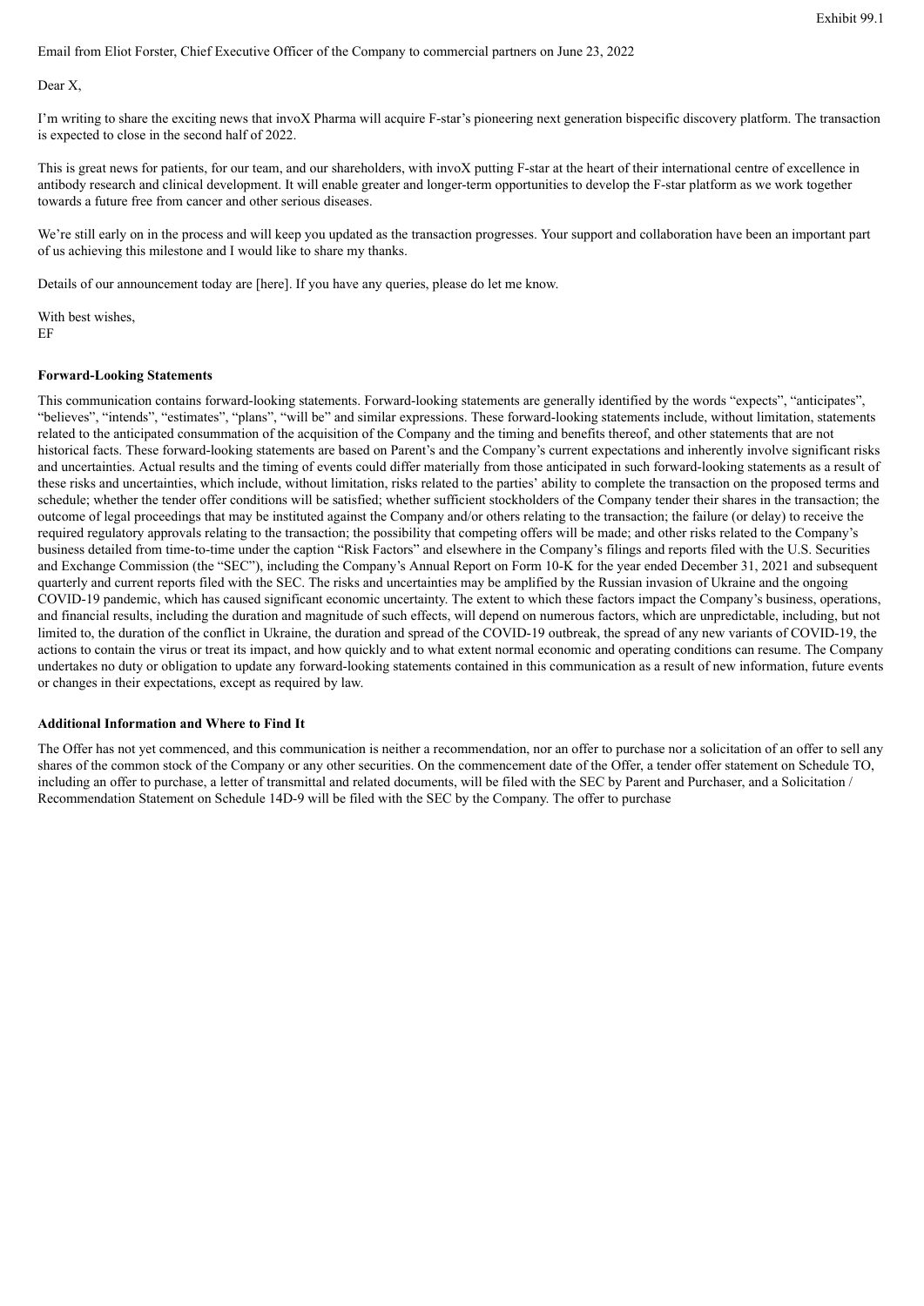Exhibit 99.1

Email from Eliot Forster, Chief Executive Officer of the Company to commercial partners on June 23, 2022

Dear X,

I'm writing to share the exciting news that invoX Pharma will acquire F-star's pioneering next generation bispecific discovery platform. The transaction is expected to close in the second half of 2022.

This is great news for patients, for our team, and our shareholders, with invoX putting F-star at the heart of their international centre of excellence in antibody research and clinical development. It will enable greater and longer-term opportunities to develop the F-star platform as we work together towards a future free from cancer and other serious diseases.

We're still early on in the process and will keep you updated as the transaction progresses. Your support and collaboration have been an important part of us achieving this milestone and I would like to share my thanks.

Details of our announcement today are [here]. If you have any queries, please do let me know.

With best wishes,
EF

**Forward-Looking Statements**

This communication contains forward-looking statements. Forward-looking statements are generally identified by the words "expects", "anticipates", "believes", "intends", "estimates", "plans", "will be" and similar expressions. These forward-looking statements include, without limitation, statements related to the anticipated consummation of the acquisition of the Company and the timing and benefits thereof, and other statements that are not historical facts. These forward-looking statements are based on Parent's and the Company's current expectations and inherently involve significant risks and uncertainties. Actual results and the timing of events could differ materially from those anticipated in such forward-looking statements as a result of these risks and uncertainties, which include, without limitation, risks related to the parties' ability to complete the transaction on the proposed terms and schedule; whether the tender offer conditions will be satisfied; whether sufficient stockholders of the Company tender their shares in the transaction; the outcome of legal proceedings that may be instituted against the Company and/or others relating to the transaction; the failure (or delay) to receive the required regulatory approvals relating to the transaction; the possibility that competing offers will be made; and other risks related to the Company's business detailed from time-to-time under the caption "Risk Factors" and elsewhere in the Company's filings and reports filed with the U.S. Securities and Exchange Commission (the "SEC"), including the Company's Annual Report on Form 10-K for the year ended December 31, 2021 and subsequent quarterly and current reports filed with the SEC. The risks and uncertainties may be amplified by the Russian invasion of Ukraine and the ongoing COVID-19 pandemic, which has caused significant economic uncertainty. The extent to which these factors impact the Company's business, operations, and financial results, including the duration and magnitude of such effects, will depend on numerous factors, which are unpredictable, including, but not limited to, the duration of the conflict in Ukraine, the duration and spread of the COVID-19 outbreak, the spread of any new variants of COVID-19, the actions to contain the virus or treat its impact, and how quickly and to what extent normal economic and operating conditions can resume. The Company undertakes no duty or obligation to update any forward-looking statements contained in this communication as a result of new information, future events or changes in their expectations, except as required by law.

**Additional Information and Where to Find It**

The Offer has not yet commenced, and this communication is neither a recommendation, nor an offer to purchase nor a solicitation of an offer to sell any shares of the common stock of the Company or any other securities. On the commencement date of the Offer, a tender offer statement on Schedule TO, including an offer to purchase, a letter of transmittal and related documents, will be filed with the SEC by Parent and Purchaser, and a Solicitation / Recommendation Statement on Schedule 14D-9 will be filed with the SEC by the Company. The offer to purchase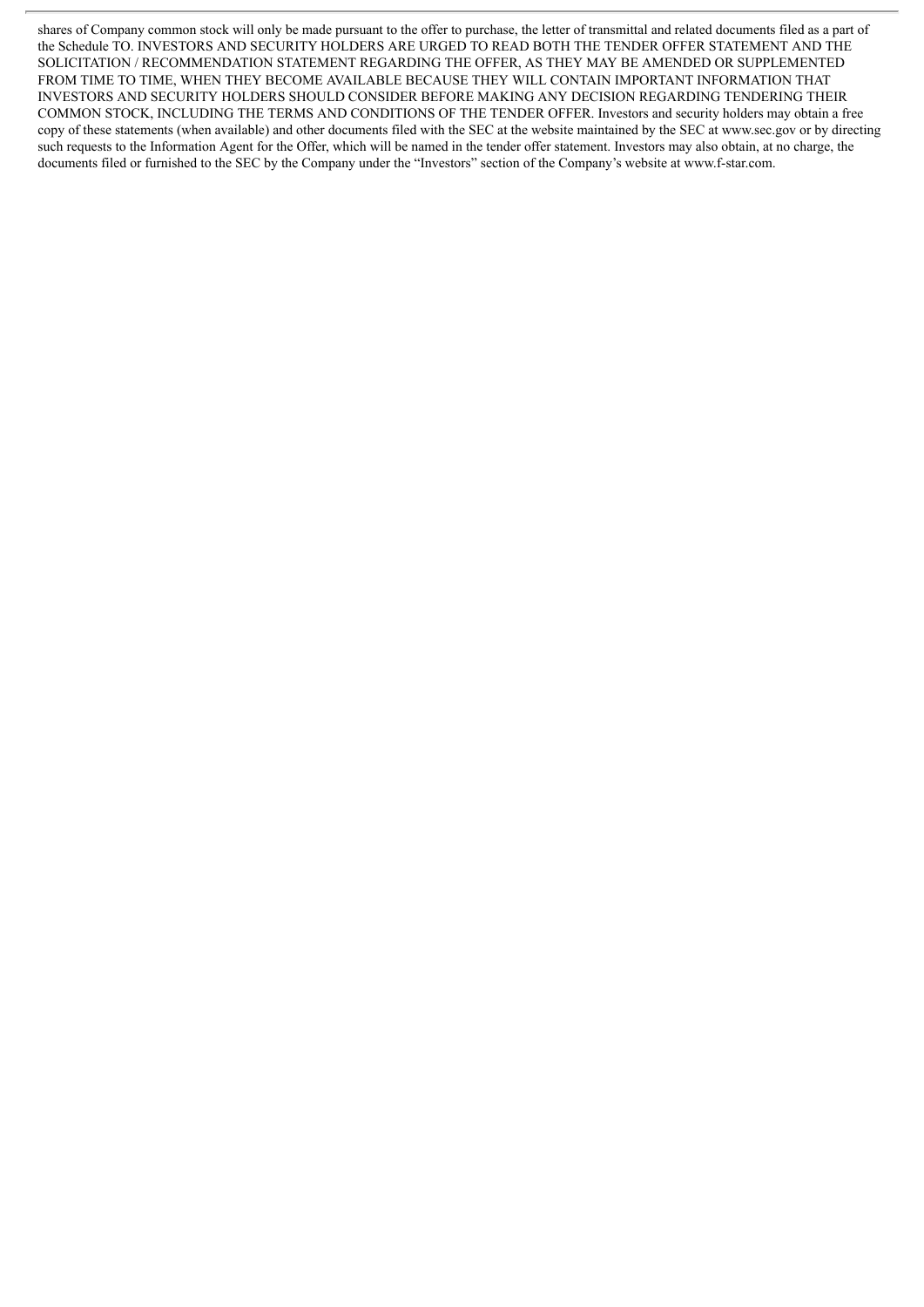shares of Company common stock will only be made pursuant to the offer to purchase, the letter of transmittal and related documents filed as a part of the Schedule TO. INVESTORS AND SECURITY HOLDERS ARE URGED TO READ BOTH THE TENDER OFFER STATEMENT AND THE SOLICITATION / RECOMMENDATION STATEMENT REGARDING THE OFFER, AS THEY MAY BE AMENDED OR SUPPLEMENTED FROM TIME TO TIME, WHEN THEY BECOME AVAILABLE BECAUSE THEY WILL CONTAIN IMPORTANT INFORMATION THAT INVESTORS AND SECURITY HOLDERS SHOULD CONSIDER BEFORE MAKING ANY DECISION REGARDING TENDERING THEIR COMMON STOCK, INCLUDING THE TERMS AND CONDITIONS OF THE TENDER OFFER. Investors and security holders may obtain a free copy of these statements (when available) and other documents filed with the SEC at the website maintained by the SEC at www.sec.gov or by directing such requests to the Information Agent for the Offer, which will be named in the tender offer statement. Investors may also obtain, at no charge, the documents filed or furnished to the SEC by the Company under the "Investors" section of the Company's website at www.f-star.com.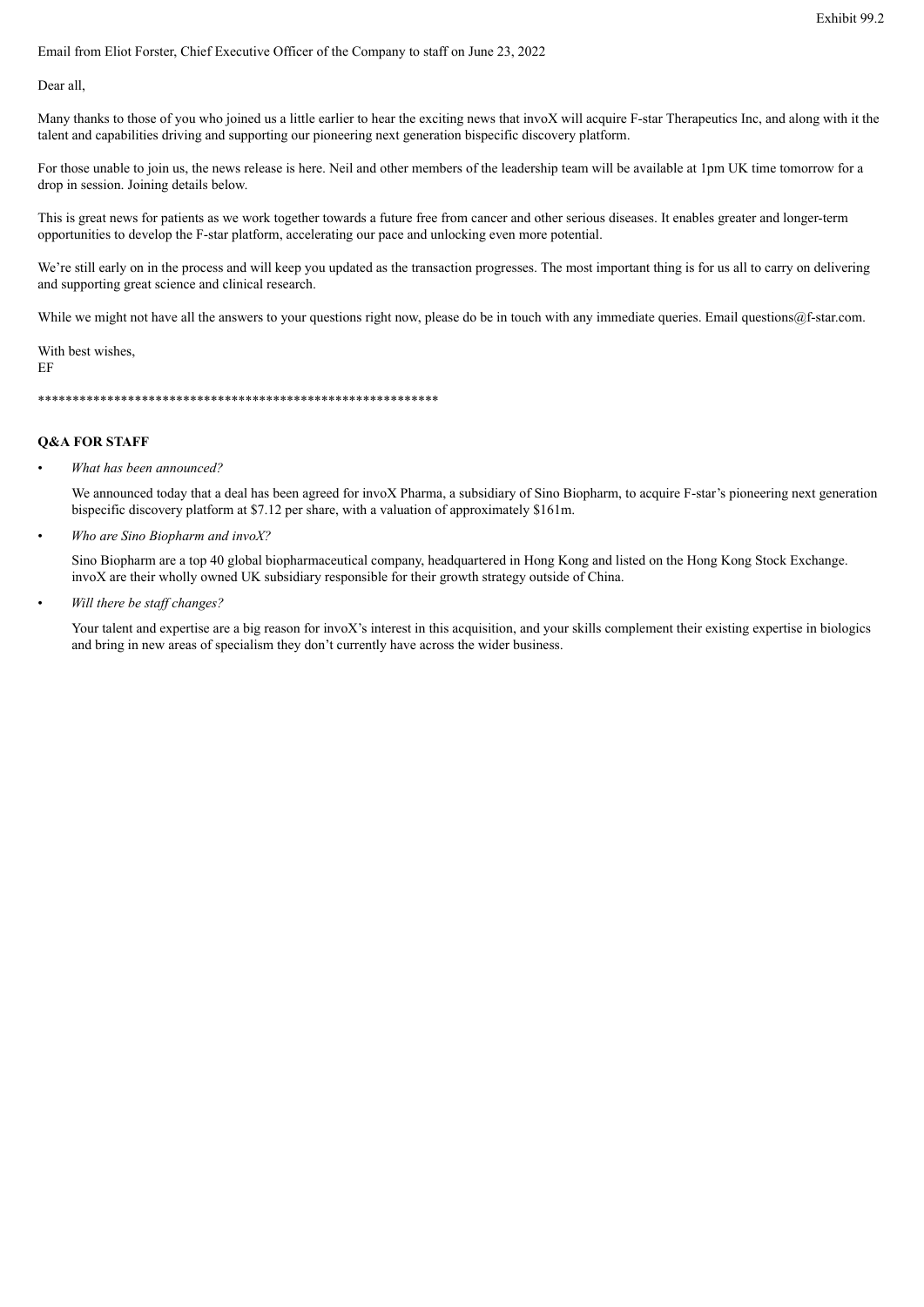Exhibit 99.2

Email from Eliot Forster, Chief Executive Officer of the Company to staff on June 23, 2022

Dear all,

Many thanks to those of you who joined us a little earlier to hear the exciting news that invoX will acquire F-star Therapeutics Inc, and along with it the talent and capabilities driving and supporting our pioneering next generation bispecific discovery platform.

For those unable to join us, the news release is here. Neil and other members of the leadership team will be available at 1pm UK time tomorrow for a drop in session. Joining details below.

This is great news for patients as we work together towards a future free from cancer and other serious diseases. It enables greater and longer-term opportunities to develop the F-star platform, accelerating our pace and unlocking even more potential.

We're still early on in the process and will keep you updated as the transaction progresses. The most important thing is for us all to carry on delivering and supporting great science and clinical research.

While we might not have all the answers to your questions right now, please do be in touch with any immediate queries. Email questions@f-star.com.

With best wishes,
EF

************************************************************

**Q&A FOR STAFF**

- *What has been announced?*

  We announced today that a deal has been agreed for invoX Pharma, a subsidiary of Sino Biopharm, to acquire F-star's pioneering next generation bispecific discovery platform at $7.12 per share, with a valuation of approximately $161m.

- *Who are Sino Biopharm and invoX?*

  Sino Biopharm are a top 40 global biopharmaceutical company, headquartered in Hong Kong and listed on the Hong Kong Stock Exchange. invoX are their wholly owned UK subsidiary responsible for their growth strategy outside of China.

- *Will there be staff changes?*

  Your talent and expertise are a big reason for invoX's interest in this acquisition, and your skills complement their existing expertise in biologics and bring in new areas of specialism they don't currently have across the wider business.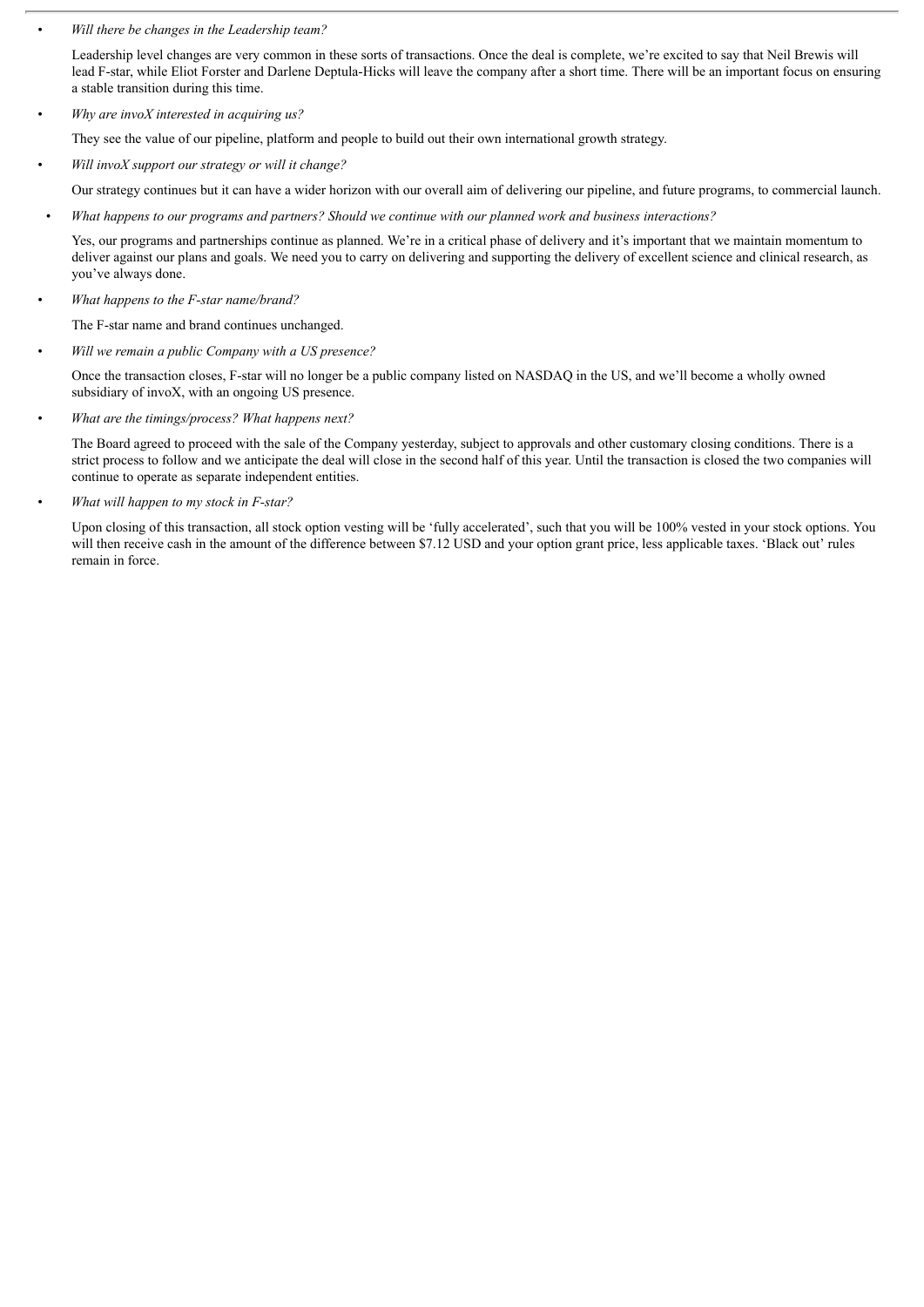- *Will there be changes in the Leadership team?*

  Leadership level changes are very common in these sorts of transactions. Once the deal is complete, we're excited to say that Neil Brewis will lead F-star, while Eliot Forster and Darlene Deptula-Hicks will leave the company after a short time. There will be an important focus on ensuring a stable transition during this time.

- *Why are invoX interested in acquiring us?*

  They see the value of our pipeline, platform and people to build out their own international growth strategy.

- *Will invoX support our strategy or will it change?*

  Our strategy continues but it can have a wider horizon with our overall aim of delivering our pipeline, and future programs, to commercial launch.

- *What happens to our programs and partners? Should we continue with our planned work and business interactions?*

  Yes, our programs and partnerships continue as planned. We're in a critical phase of delivery and it's important that we maintain momentum to deliver against our plans and goals. We need you to carry on delivering and supporting the delivery of excellent science and clinical research, as you've always done.

- *What happens to the F-star name/brand?*

  The F-star name and brand continues unchanged.

- *Will we remain a public Company with a US presence?*

  Once the transaction closes, F-star will no longer be a public company listed on NASDAQ in the US, and we'll become a wholly owned subsidiary of invoX, with an ongoing US presence.

- *What are the timings/process? What happens next?*

  The Board agreed to proceed with the sale of the Company yesterday, subject to approvals and other customary closing conditions. There is a strict process to follow and we anticipate the deal will close in the second half of this year. Until the transaction is closed the two companies will continue to operate as separate independent entities.

- *What will happen to my stock in F-star?*

  Upon closing of this transaction, all stock option vesting will be 'fully accelerated', such that you will be 100% vested in your stock options. You will then receive cash in the amount of the difference between $7.12 USD and your option grant price, less applicable taxes. 'Black out' rules remain in force.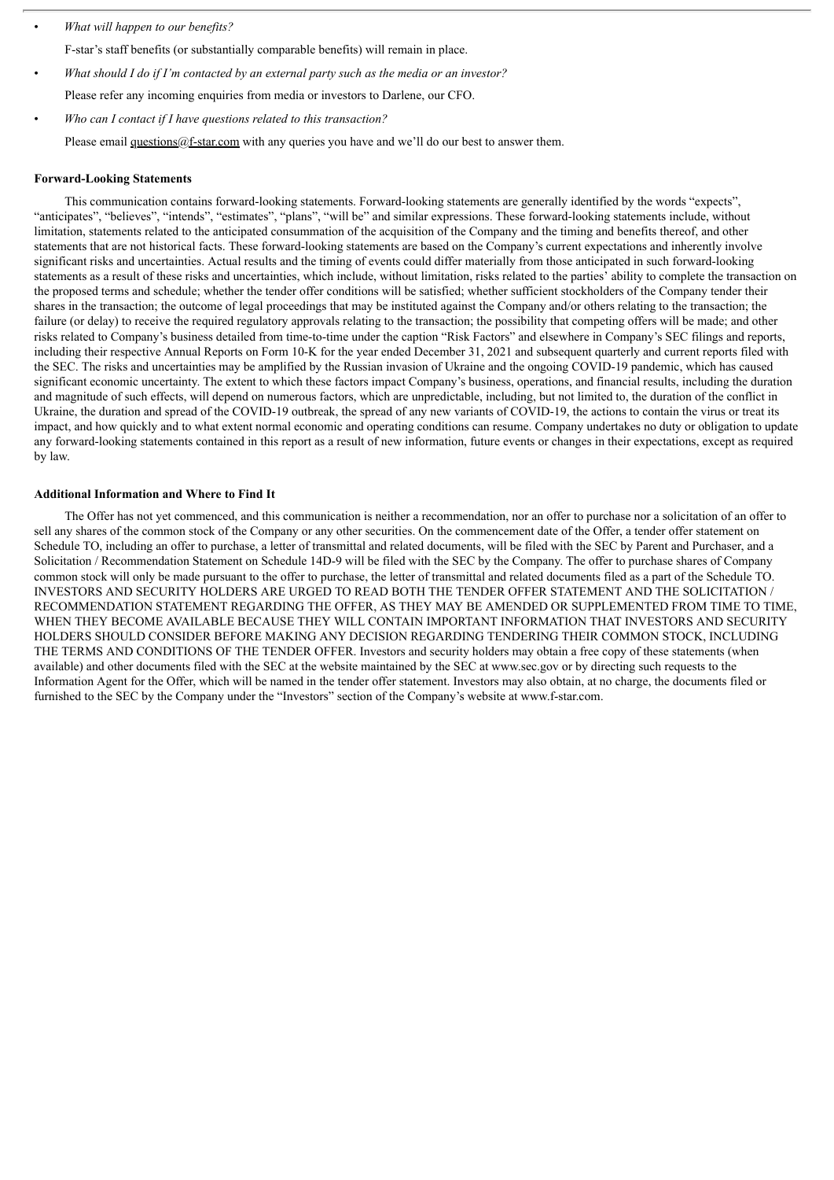- *What will happen to our benefits?*

  F-star's staff benefits (or substantially comparable benefits) will remain in place.

- *What should I do if I'm contacted by an external party such as the media or an investor?*

  Please refer any incoming enquiries from media or investors to Darlene, our CFO.

- *Who can I contact if I have questions related to this transaction?*

  Please email questions@f-star.com with any queries you have and we'll do our best to answer them.

**Forward-Looking Statements**

This communication contains forward-looking statements. Forward-looking statements are generally identified by the words "expects", "anticipates", "believes", "intends", "estimates", "plans", "will be" and similar expressions. These forward-looking statements include, without limitation, statements related to the anticipated consummation of the acquisition of the Company and the timing and benefits thereof, and other statements that are not historical facts. These forward-looking statements are based on the Company's current expectations and inherently involve significant risks and uncertainties. Actual results and the timing of events could differ materially from those anticipated in such forward-looking statements as a result of these risks and uncertainties, which include, without limitation, risks related to the parties' ability to complete the transaction on the proposed terms and schedule; whether the tender offer conditions will be satisfied; whether sufficient stockholders of the Company tender their shares in the transaction; the outcome of legal proceedings that may be instituted against the Company and/or others relating to the transaction; the failure (or delay) to receive the required regulatory approvals relating to the transaction; the possibility that competing offers will be made; and other risks related to Company's business detailed from time-to-time under the caption "Risk Factors" and elsewhere in Company's SEC filings and reports, including their respective Annual Reports on Form 10-K for the year ended December 31, 2021 and subsequent quarterly and current reports filed with the SEC. The risks and uncertainties may be amplified by the Russian invasion of Ukraine and the ongoing COVID-19 pandemic, which has caused significant economic uncertainty. The extent to which these factors impact Company's business, operations, and financial results, including the duration and magnitude of such effects, will depend on numerous factors, which are unpredictable, including, but not limited to, the duration of the conflict in Ukraine, the duration and spread of the COVID-19 outbreak, the spread of any new variants of COVID-19, the actions to contain the virus or treat its impact, and how quickly and to what extent normal economic and operating conditions can resume. Company undertakes no duty or obligation to update any forward-looking statements contained in this report as a result of new information, future events or changes in their expectations, except as required by law.

**Additional Information and Where to Find It**

The Offer has not yet commenced, and this communication is neither a recommendation, nor an offer to purchase nor a solicitation of an offer to sell any shares of the common stock of the Company or any other securities. On the commencement date of the Offer, a tender offer statement on Schedule TO, including an offer to purchase, a letter of transmittal and related documents, will be filed with the SEC by Parent and Purchaser, and a Solicitation / Recommendation Statement on Schedule 14D-9 will be filed with the SEC by the Company. The offer to purchase shares of Company common stock will only be made pursuant to the offer to purchase, the letter of transmittal and related documents filed as a part of the Schedule TO. INVESTORS AND SECURITY HOLDERS ARE URGED TO READ BOTH THE TENDER OFFER STATEMENT AND THE SOLICITATION / RECOMMENDATION STATEMENT REGARDING THE OFFER, AS THEY MAY BE AMENDED OR SUPPLEMENTED FROM TIME TO TIME, WHEN THEY BECOME AVAILABLE BECAUSE THEY WILL CONTAIN IMPORTANT INFORMATION THAT INVESTORS AND SECURITY HOLDERS SHOULD CONSIDER BEFORE MAKING ANY DECISION REGARDING TENDERING THEIR COMMON STOCK, INCLUDING THE TERMS AND CONDITIONS OF THE TENDER OFFER. Investors and security holders may obtain a free copy of these statements (when available) and other documents filed with the SEC at the website maintained by the SEC at www.sec.gov or by directing such requests to the Information Agent for the Offer, which will be named in the tender offer statement. Investors may also obtain, at no charge, the documents filed or furnished to the SEC by the Company under the "Investors" section of the Company's website at www.f-star.com.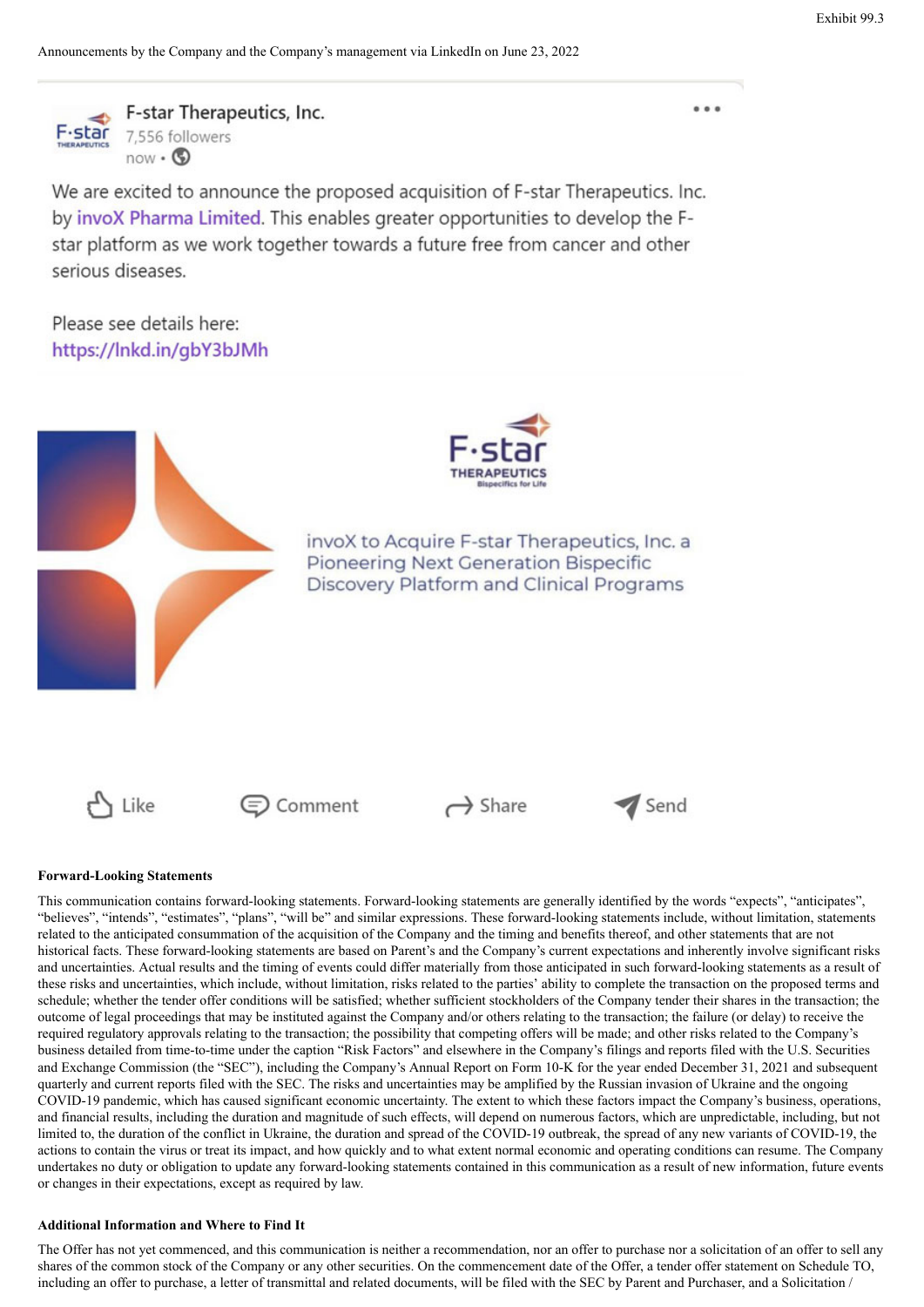Exhibit 99.3

Announcements by the Company and the Company's management via LinkedIn on June 23, 2022

F-star Therapeutics, Inc.
7,556 followers
now •

We are excited to announce the proposed acquisition of F-star Therapeutics. Inc. by invoX Pharma Limited. This enables greater opportunities to develop the F-star platform as we work together towards a future free from cancer and other serious diseases.

Please see details here:
https://lnkd.in/gbY3bJMh

F·star THERAPEUTICS Bispecifics for Life

invoX to Acquire F-star Therapeutics, Inc. a Pioneering Next Generation Bispecific Discovery Platform and Clinical Programs

Like Comment Share Send

**Forward-Looking Statements**

This communication contains forward-looking statements. Forward-looking statements are generally identified by the words "expects", "anticipates", "believes", "intends", "estimates", "plans", "will be" and similar expressions. These forward-looking statements include, without limitation, statements related to the anticipated consummation of the acquisition of the Company and the timing and benefits thereof, and other statements that are not historical facts. These forward-looking statements are based on Parent's and the Company's current expectations and inherently involve significant risks and uncertainties. Actual results and the timing of events could differ materially from those anticipated in such forward-looking statements as a result of these risks and uncertainties, which include, without limitation, risks related to the parties' ability to complete the transaction on the proposed terms and schedule; whether the tender offer conditions will be satisfied; whether sufficient stockholders of the Company tender their shares in the transaction; the outcome of legal proceedings that may be instituted against the Company and/or others relating to the transaction; the failure (or delay) to receive the required regulatory approvals relating to the transaction; the possibility that competing offers will be made; and other risks related to the Company's business detailed from time-to-time under the caption "Risk Factors" and elsewhere in the Company's filings and reports filed with the U.S. Securities and Exchange Commission (the "SEC"), including the Company's Annual Report on Form 10-K for the year ended December 31, 2021 and subsequent quarterly and current reports filed with the SEC. The risks and uncertainties may be amplified by the Russian invasion of Ukraine and the ongoing COVID-19 pandemic, which has caused significant economic uncertainty. The extent to which these factors impact the Company's business, operations, and financial results, including the duration and magnitude of such effects, will depend on numerous factors, which are unpredictable, including, but not limited to, the duration of the conflict in Ukraine, the duration and spread of the COVID-19 outbreak, the spread of any new variants of COVID-19, the actions to contain the virus or treat its impact, and how quickly and to what extent normal economic and operating conditions can resume. The Company undertakes no duty or obligation to update any forward-looking statements contained in this communication as a result of new information, future events or changes in their expectations, except as required by law.

**Additional Information and Where to Find It**

The Offer has not yet commenced, and this communication is neither a recommendation, nor an offer to purchase nor a solicitation of an offer to sell any shares of the common stock of the Company or any other securities. On the commencement date of the Offer, a tender offer statement on Schedule TO, including an offer to purchase, a letter of transmittal and related documents, will be filed with the SEC by Parent and Purchaser, and a Solicitation /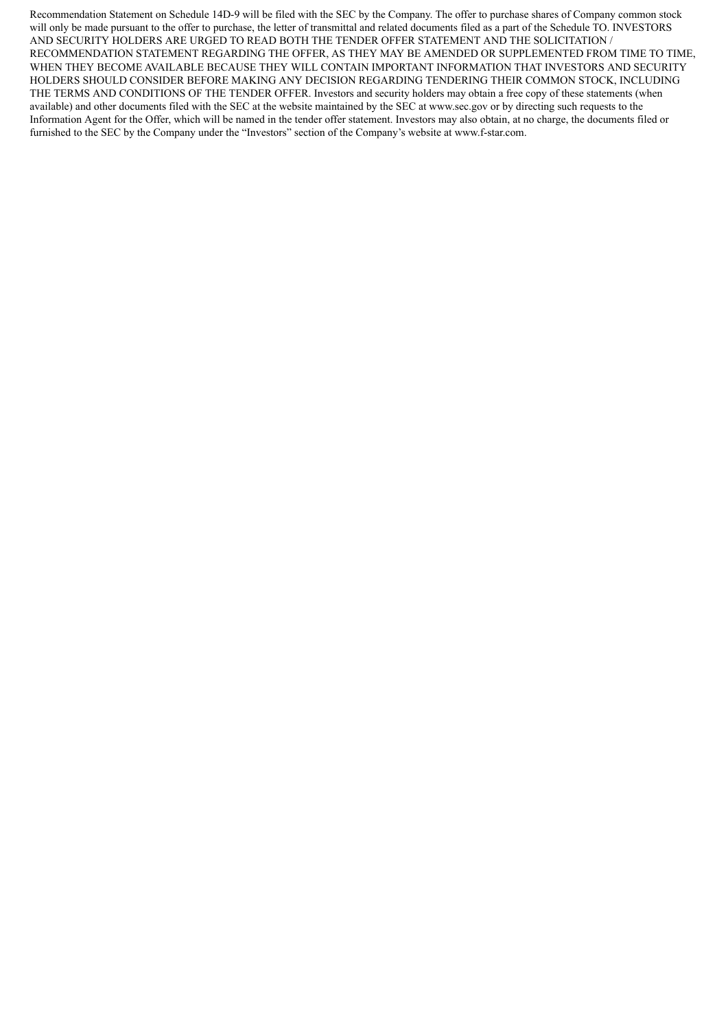Recommendation Statement on Schedule 14D-9 will be filed with the SEC by the Company. The offer to purchase shares of Company common stock will only be made pursuant to the offer to purchase, the letter of transmittal and related documents filed as a part of the Schedule TO. INVESTORS AND SECURITY HOLDERS ARE URGED TO READ BOTH THE TENDER OFFER STATEMENT AND THE SOLICITATION / RECOMMENDATION STATEMENT REGARDING THE OFFER, AS THEY MAY BE AMENDED OR SUPPLEMENTED FROM TIME TO TIME, WHEN THEY BECOME AVAILABLE BECAUSE THEY WILL CONTAIN IMPORTANT INFORMATION THAT INVESTORS AND SECURITY HOLDERS SHOULD CONSIDER BEFORE MAKING ANY DECISION REGARDING TENDERING THEIR COMMON STOCK, INCLUDING THE TERMS AND CONDITIONS OF THE TENDER OFFER. Investors and security holders may obtain a free copy of these statements (when available) and other documents filed with the SEC at the website maintained by the SEC at www.sec.gov or by directing such requests to the Information Agent for the Offer, which will be named in the tender offer statement. Investors may also obtain, at no charge, the documents filed or furnished to the SEC by the Company under the "Investors" section of the Company's website at www.f-star.com.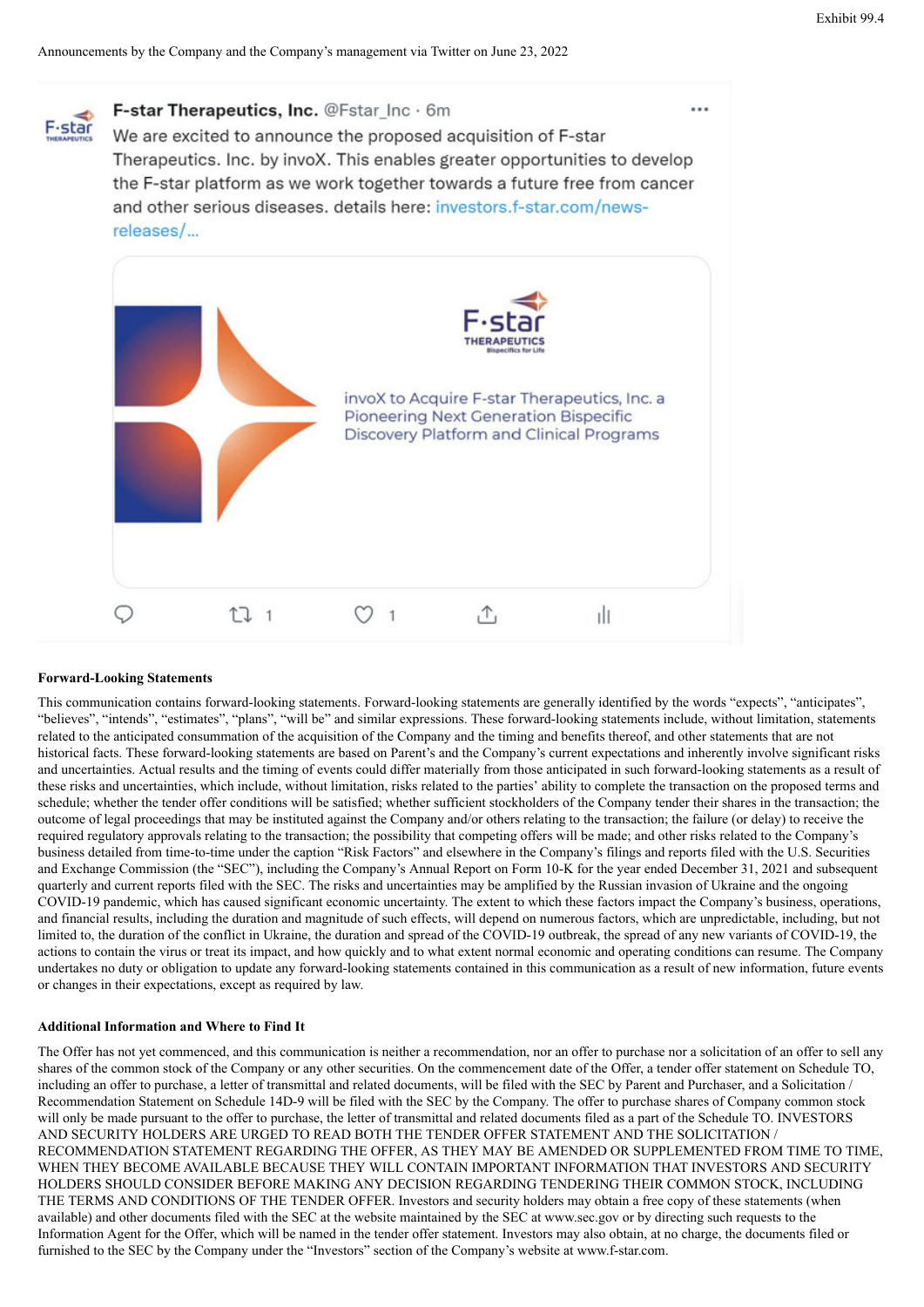Exhibit 99.4

Announcements by the Company and the Company's management via Twitter on June 23, 2022

**F-star Therapeutics, Inc.** @Fstar_Inc · 6m

We are excited to announce the proposed acquisition of F-star Therapeutics. Inc. by invoX. This enables greater opportunities to develop the F-star platform as we work together towards a future free from cancer and other serious diseases. details here: investors.f-star.com/news-releases/...

invoX to Acquire F-star Therapeutics, Inc. a Pioneering Next Generation Bispecific Discovery Platform and Clinical Programs

**Forward-Looking Statements**

This communication contains forward-looking statements. Forward-looking statements are generally identified by the words "expects", "anticipates", "believes", "intends", "estimates", "plans", "will be" and similar expressions. These forward-looking statements include, without limitation, statements related to the anticipated consummation of the acquisition of the Company and the timing and benefits thereof, and other statements that are not historical facts. These forward-looking statements are based on Parent's and the Company's current expectations and inherently involve significant risks and uncertainties. Actual results and the timing of events could differ materially from those anticipated in such forward-looking statements as a result of these risks and uncertainties, which include, without limitation, risks related to the parties' ability to complete the transaction on the proposed terms and schedule; whether the tender offer conditions will be satisfied; whether sufficient stockholders of the Company tender their shares in the transaction; the outcome of legal proceedings that may be instituted against the Company and/or others relating to the transaction; the failure (or delay) to receive the required regulatory approvals relating to the transaction; the possibility that competing offers will be made; and other risks related to the Company's business detailed from time-to-time under the caption "Risk Factors" and elsewhere in the Company's filings and reports filed with the U.S. Securities and Exchange Commission (the "SEC"), including the Company's Annual Report on Form 10-K for the year ended December 31, 2021 and subsequent quarterly and current reports filed with the SEC. The risks and uncertainties may be amplified by the Russian invasion of Ukraine and the ongoing COVID-19 pandemic, which has caused significant economic uncertainty. The extent to which these factors impact the Company's business, operations, and financial results, including the duration and magnitude of such effects, will depend on numerous factors, which are unpredictable, including, but not limited to, the duration of the conflict in Ukraine, the duration and spread of the COVID-19 outbreak, the spread of any new variants of COVID-19, the actions to contain the virus or treat its impact, and how quickly and to what extent normal economic and operating conditions can resume. The Company undertakes no duty or obligation to update any forward-looking statements contained in this communication as a result of new information, future events or changes in their expectations, except as required by law.

**Additional Information and Where to Find It**

The Offer has not yet commenced, and this communication is neither a recommendation, nor an offer to purchase nor a solicitation of an offer to sell any shares of the common stock of the Company or any other securities. On the commencement date of the Offer, a tender offer statement on Schedule TO, including an offer to purchase, a letter of transmittal and related documents, will be filed with the SEC by Parent and Purchaser, and a Solicitation / Recommendation Statement on Schedule 14D-9 will be filed with the SEC by the Company. The offer to purchase shares of Company common stock will only be made pursuant to the offer to purchase, the letter of transmittal and related documents filed as a part of the Schedule TO. INVESTORS AND SECURITY HOLDERS ARE URGED TO READ BOTH THE TENDER OFFER STATEMENT AND THE SOLICITATION / RECOMMENDATION STATEMENT REGARDING THE OFFER, AS THEY MAY BE AMENDED OR SUPPLEMENTED FROM TIME TO TIME, WHEN THEY BECOME AVAILABLE BECAUSE THEY WILL CONTAIN IMPORTANT INFORMATION THAT INVESTORS AND SECURITY HOLDERS SHOULD CONSIDER BEFORE MAKING ANY DECISION REGARDING TENDERING THEIR COMMON STOCK, INCLUDING THE TERMS AND CONDITIONS OF THE TENDER OFFER. Investors and security holders may obtain a free copy of these statements (when available) and other documents filed with the SEC at the website maintained by the SEC at www.sec.gov or by directing such requests to the Information Agent for the Offer, which will be named in the tender offer statement. Investors may also obtain, at no charge, the documents filed or furnished to the SEC by the Company under the "Investors" section of the Company's website at www.f-star.com.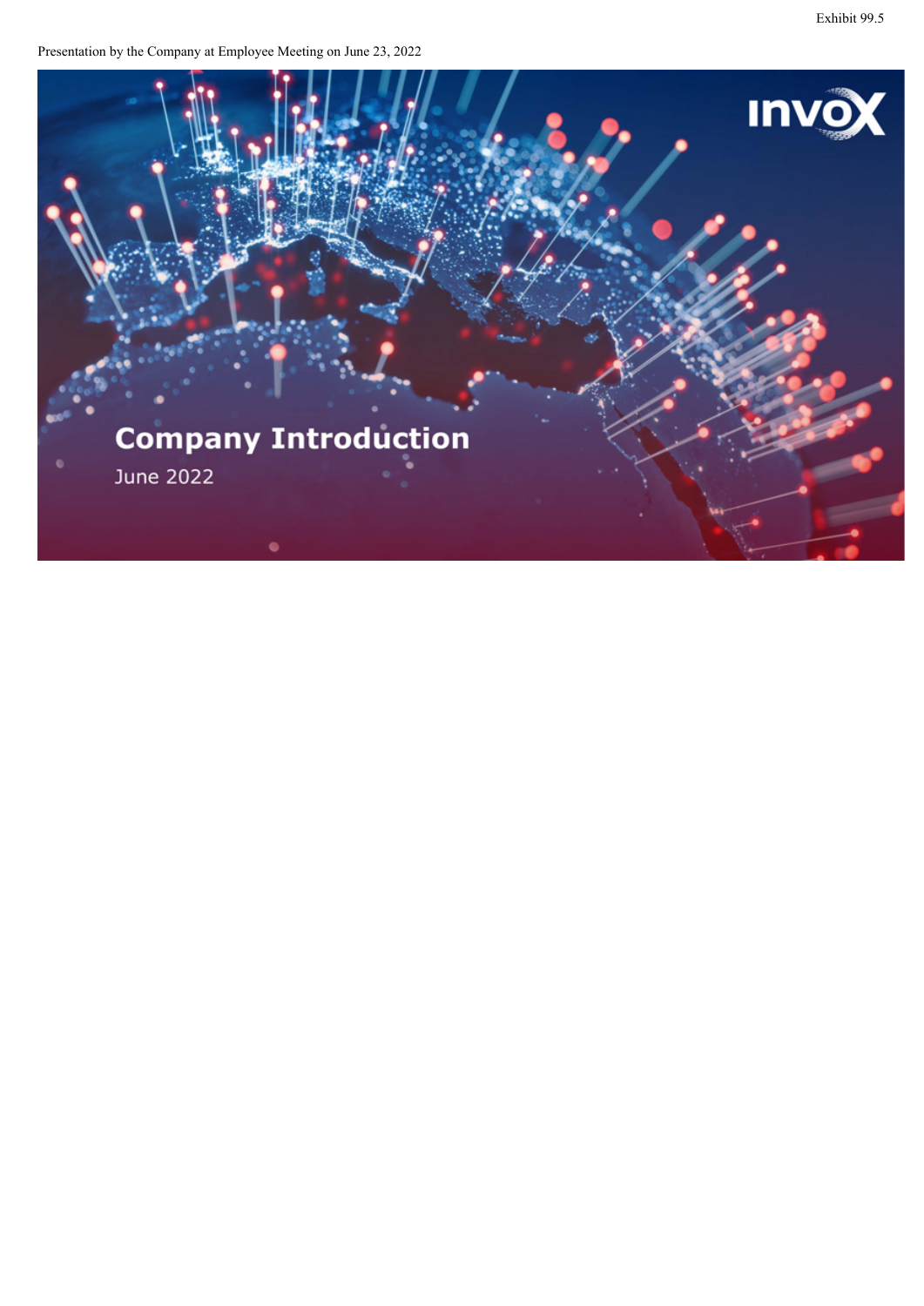Exhibit 99.5

Presentation by the Company at Employee Meeting on June 23, 2022

INVOX

# Company Introduction

June 2022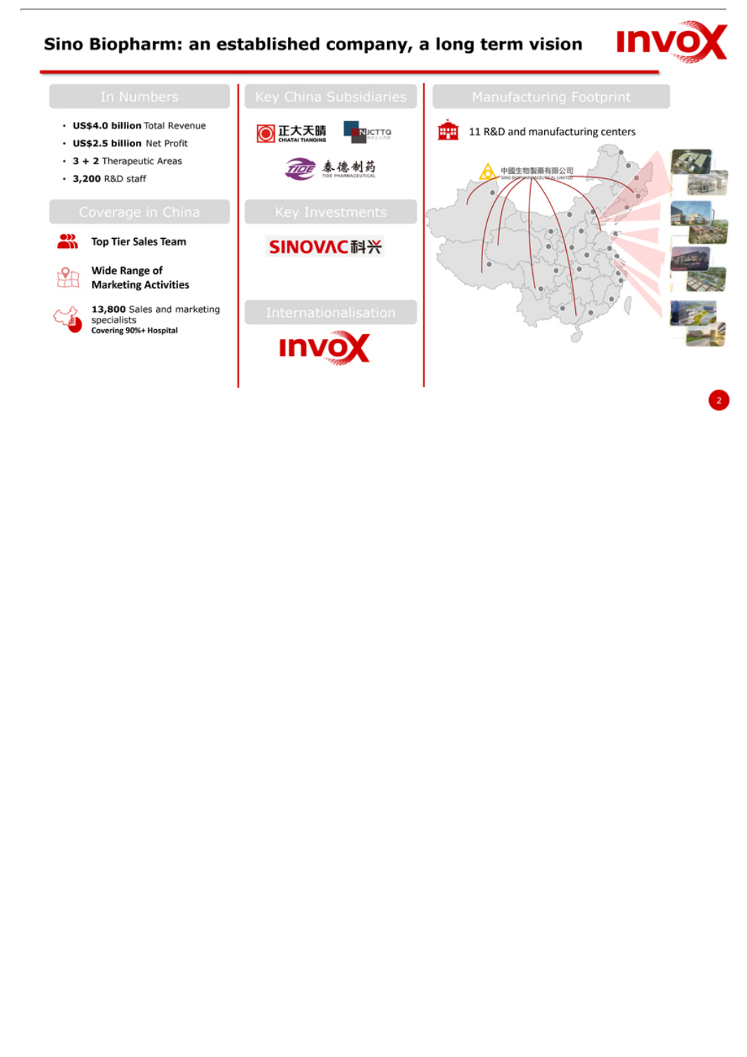# Sino Biopharm: an established company, a long term vision

## In Numbers

- **US$4.0 billion** Total Revenue
- **US$2.5 billion** Net Profit
- **3 + 2** Therapeutic Areas
- **3,200** R&D staff

## Coverage in China

**Top Tier Sales Team**

**Wide Range of Marketing Activities**

**13,800** Sales and marketing specialists
**Covering 90%+ Hospital**

## Key China Subsidiaries

正大天晴 CHIATAI TIANQING

NJCTTQ

TIDE 泰德制药 TIDE PHARMACEUTICAL

## Key Investments

SINOVAC科兴

## Internationalisation

INVOX

## Manufacturing Footprint

11 R&D and manufacturing centers

中國生物製藥有限公司 SINO BIOPHARMACEUTICAL LIMITED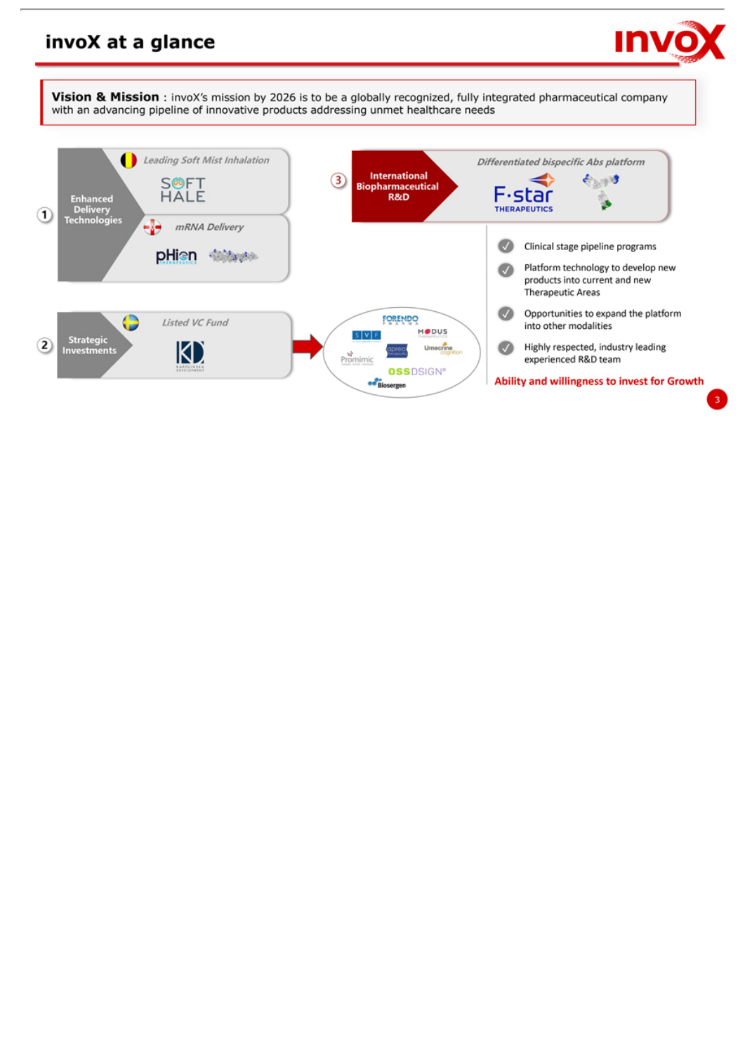# invoX at a glance

**Vision & Mission** : invoX's mission by 2026 is to be a globally recognized, fully integrated pharmaceutical company with an advancing pipeline of innovative products addressing unmet healthcare needs

**1 Enhanced Delivery Technologies**

- *Leading Soft Mist Inhalation* — SOFTHALE
- *mRNA Delivery* — pHion Therapeutics

**2 Strategic Investments**

- *Listed VC Fund* — Karolinska Development
  - Forendo Pharma, SVF, Modus Therapeutics, Promimic, Aprea Therapeutics, Umecrine Cognition, OssDsign, Biosergen

**3 International Biopharmaceutical R&D**

- *Differentiated bispecific Abs platform* — F-star Therapeutics
  - Clinical stage pipeline programs
  - Platform technology to develop new products into current and new Therapeutic Areas
  - Opportunities to expand the platform into other modalities
  - Highly respected, industry leading experienced R&D team

**Ability and willingness to invest for Growth**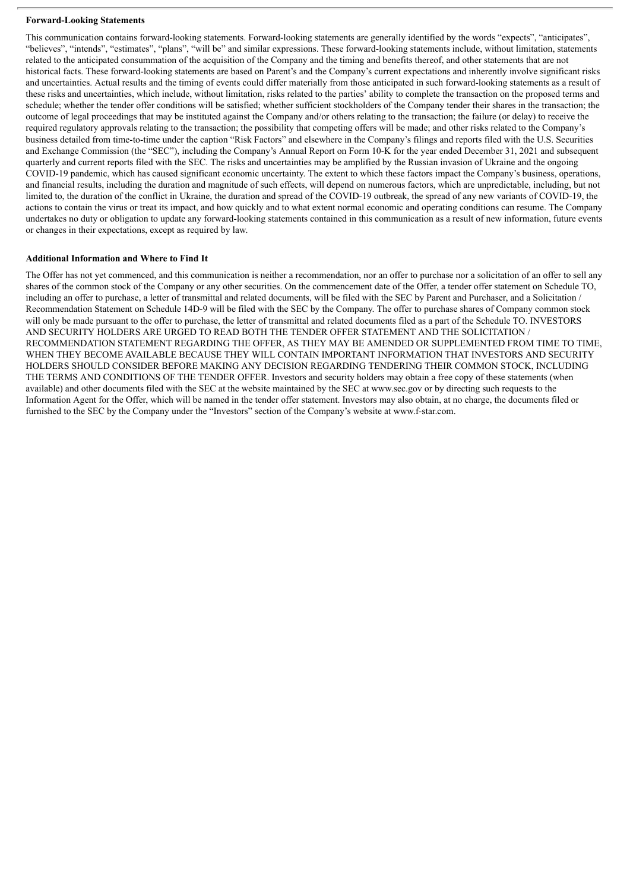**Forward-Looking Statements**

This communication contains forward-looking statements. Forward-looking statements are generally identified by the words "expects", "anticipates", "believes", "intends", "estimates", "plans", "will be" and similar expressions. These forward-looking statements include, without limitation, statements related to the anticipated consummation of the acquisition of the Company and the timing and benefits thereof, and other statements that are not historical facts. These forward-looking statements are based on Parent's and the Company's current expectations and inherently involve significant risks and uncertainties. Actual results and the timing of events could differ materially from those anticipated in such forward-looking statements as a result of these risks and uncertainties, which include, without limitation, risks related to the parties' ability to complete the transaction on the proposed terms and schedule; whether the tender offer conditions will be satisfied; whether sufficient stockholders of the Company tender their shares in the transaction; the outcome of legal proceedings that may be instituted against the Company and/or others relating to the transaction; the failure (or delay) to receive the required regulatory approvals relating to the transaction; the possibility that competing offers will be made; and other risks related to the Company's business detailed from time-to-time under the caption "Risk Factors" and elsewhere in the Company's filings and reports filed with the U.S. Securities and Exchange Commission (the "SEC"), including the Company's Annual Report on Form 10-K for the year ended December 31, 2021 and subsequent quarterly and current reports filed with the SEC. The risks and uncertainties may be amplified by the Russian invasion of Ukraine and the ongoing COVID-19 pandemic, which has caused significant economic uncertainty. The extent to which these factors impact the Company's business, operations, and financial results, including the duration and magnitude of such effects, will depend on numerous factors, which are unpredictable, including, but not limited to, the duration of the conflict in Ukraine, the duration and spread of the COVID-19 outbreak, the spread of any new variants of COVID-19, the actions to contain the virus or treat its impact, and how quickly and to what extent normal economic and operating conditions can resume. The Company undertakes no duty or obligation to update any forward-looking statements contained in this communication as a result of new information, future events or changes in their expectations, except as required by law.

**Additional Information and Where to Find It**

The Offer has not yet commenced, and this communication is neither a recommendation, nor an offer to purchase nor a solicitation of an offer to sell any shares of the common stock of the Company or any other securities. On the commencement date of the Offer, a tender offer statement on Schedule TO, including an offer to purchase, a letter of transmittal and related documents, will be filed with the SEC by Parent and Purchaser, and a Solicitation / Recommendation Statement on Schedule 14D-9 will be filed with the SEC by the Company. The offer to purchase shares of Company common stock will only be made pursuant to the offer to purchase, the letter of transmittal and related documents filed as a part of the Schedule TO. INVESTORS AND SECURITY HOLDERS ARE URGED TO READ BOTH THE TENDER OFFER STATEMENT AND THE SOLICITATION / RECOMMENDATION STATEMENT REGARDING THE OFFER, AS THEY MAY BE AMENDED OR SUPPLEMENTED FROM TIME TO TIME, WHEN THEY BECOME AVAILABLE BECAUSE THEY WILL CONTAIN IMPORTANT INFORMATION THAT INVESTORS AND SECURITY HOLDERS SHOULD CONSIDER BEFORE MAKING ANY DECISION REGARDING TENDERING THEIR COMMON STOCK, INCLUDING THE TERMS AND CONDITIONS OF THE TENDER OFFER. Investors and security holders may obtain a free copy of these statements (when available) and other documents filed with the SEC at the website maintained by the SEC at www.sec.gov or by directing such requests to the Information Agent for the Offer, which will be named in the tender offer statement. Investors may also obtain, at no charge, the documents filed or furnished to the SEC by the Company under the "Investors" section of the Company's website at www.f-star.com.